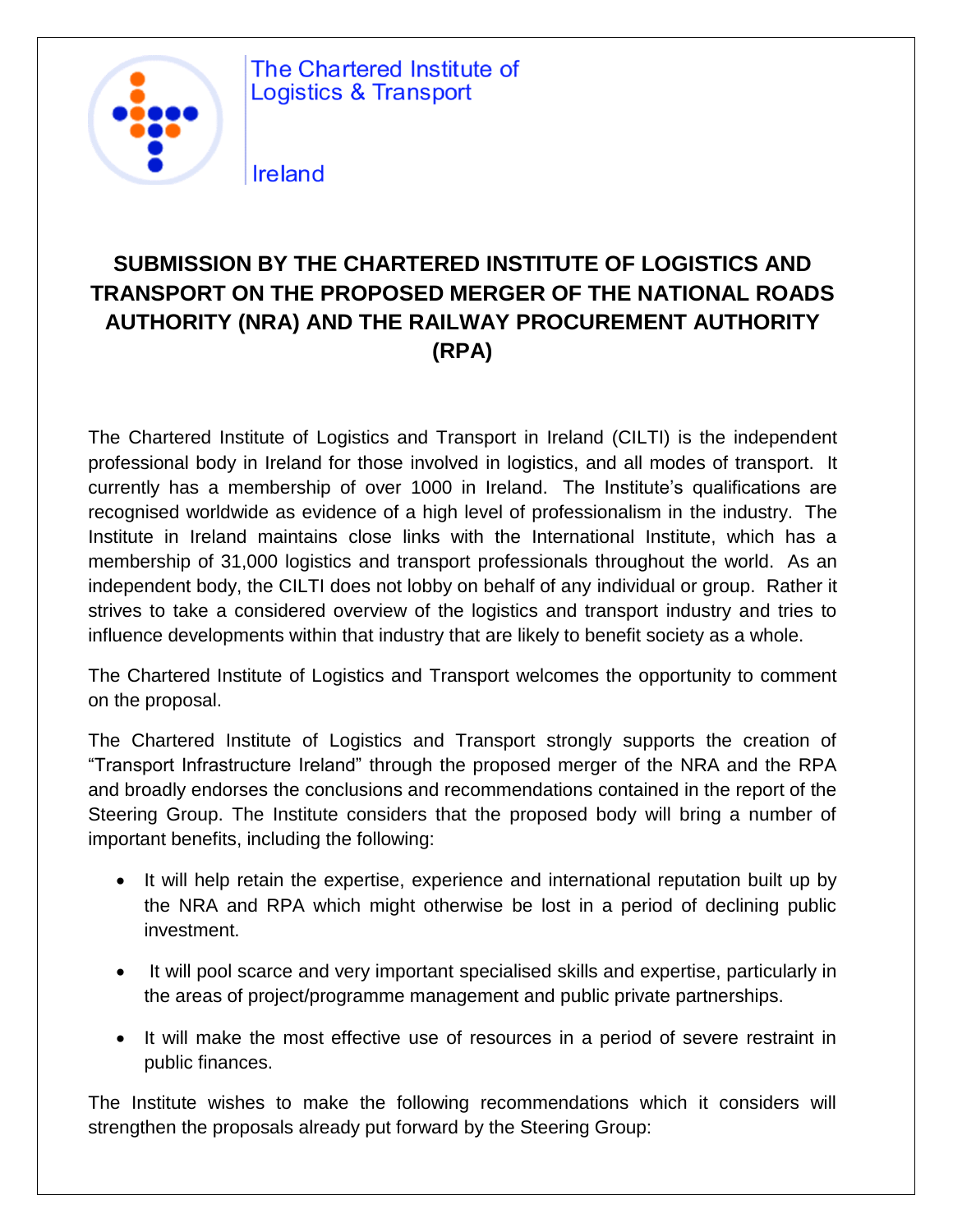The Chartered Institute of Logistics & Transport

Ireland

# SUBMISSION BY THE CHARTERED INSTITUTE OF LOGISTICS AND TRANSPORT ON THE PROPOSED MERGER OF THE NATIONAL ROADS AUTHORITY (NRA) AND THE RAILWAY PROCUREMENT AUTHORITY (RPA)

The Chartered Institute of Logistics and Transport in Ireland (CILTI) is the independent professional body in Ireland for those involved in logistics, and all modes of transport. It currently has a membership of over 1000 in Ireland. The Institute's qualifications are recognised worldwide as evidence of a high level of professionalism in the industry. The Institute in Ireland maintains close links with the International Institute, which has a membership of 31,000 logistics and transport professionals throughout the world. As an independent body, the CILTI does not lobby on behalf of any individual or group. Rather it strives to take a considered overview of the logistics and transport industry and tries to influence developments within that industry that are likely to benefit society as a whole.

The Chartered Institute of Logistics and Transport welcomes the opportunity to comment on the proposal.

The Chartered Institute of Logistics and Transport strongly supports the creation of "Transport Infrastructure Ireland" through the proposed merger of the NRA and the RPA and broadly endorses the conclusions and recommendations contained in the report of the Steering Group. The Institute considers that the proposed body will bring a number of important benefits, including the following:

- It will help retain the expertise, experience and international reputation built up by the NRA and RPA which might otherwise be lost in a period of declining public investment.
- It will pool scarce and very important specialised skills and expertise, particularly in the areas of project/programme management and public private partnerships.
- It will make the most effective use of resources in a period of severe restraint in public finances.

The Institute wishes to make the following recommendations which it considers will strengthen the proposals already put forward by the Steering Group: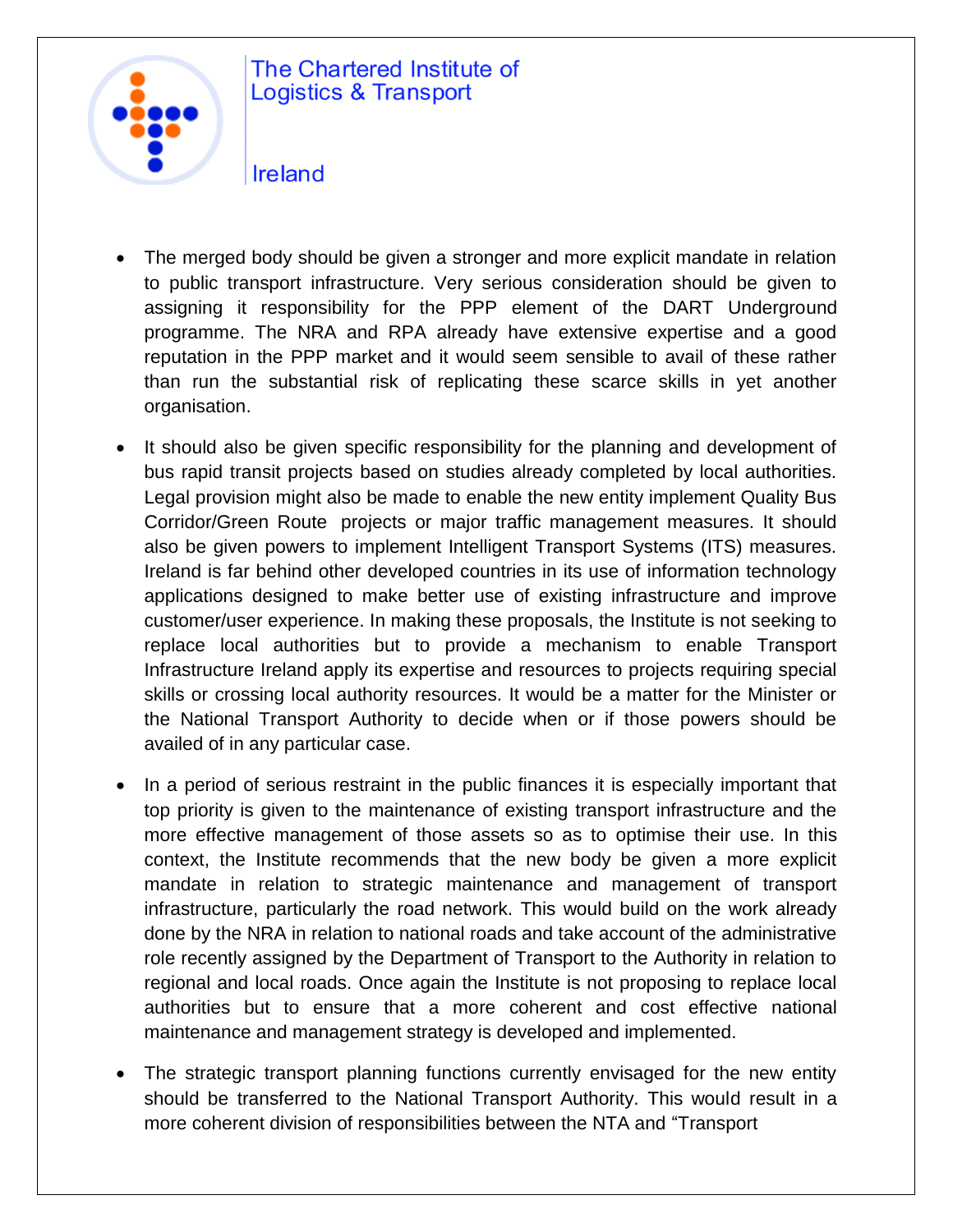- The merged body should be given a stronger and more explicit mandate in relation to public transport infrastructure. Very serious consideration should be given to assigning it responsibility for the PPP element of the DART Underground programme. The NRA and RPA already have extensive expertise and a good reputation in the PPP market and it would seem sensible to avail of these rather than run the substantial risk of replicating these scarce skills in yet another organisation.

- It should also be given specific responsibility for the planning and development of bus rapid transit projects based on studies already completed by local authorities. Legal provision might also be made to enable the new entity implement Quality Bus Corridor/Green Route projects or major traffic management measures. It should also be given powers to implement Intelligent Transport Systems (ITS) measures. Ireland is far behind other developed countries in its use of information technology applications designed to make better use of existing infrastructure and improve customer/user experience. In making these proposals, the Institute is not seeking to replace local authorities but to provide a mechanism to enable Transport Infrastructure Ireland apply its expertise and resources to projects requiring special skills or crossing local authority resources. It would be a matter for the Minister or the National Transport Authority to decide when or if those powers should be availed of in any particular case.

- In a period of serious restraint in the public finances it is especially important that top priority is given to the maintenance of existing transport infrastructure and the more effective management of those assets so as to optimise their use. In this context, the Institute recommends that the new body be given a more explicit mandate in relation to strategic maintenance and management of transport infrastructure, particularly the road network. This would build on the work already done by the NRA in relation to national roads and take account of the administrative role recently assigned by the Department of Transport to the Authority in relation to regional and local roads. Once again the Institute is not proposing to replace local authorities but to ensure that a more coherent and cost effective national maintenance and management strategy is developed and implemented.

- The strategic transport planning functions currently envisaged for the new entity should be transferred to the National Transport Authority. This would result in a more coherent division of responsibilities between the NTA and "Transport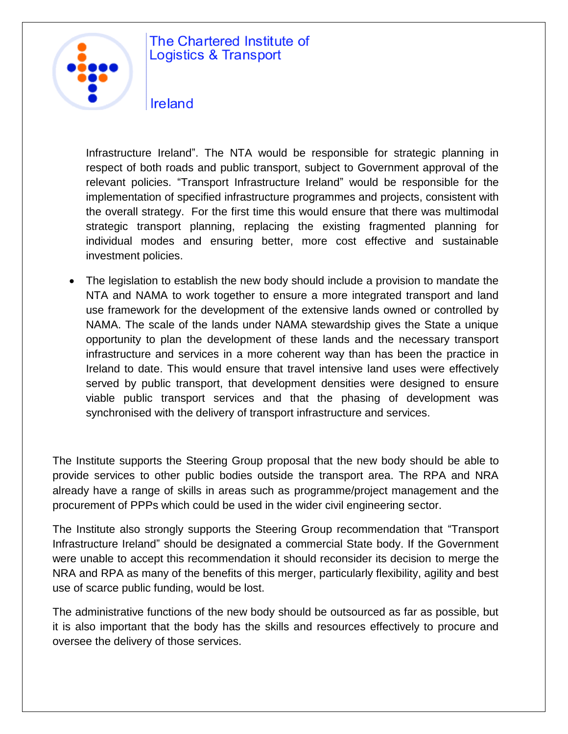Infrastructure Ireland". The NTA would be responsible for strategic planning in respect of both roads and public transport, subject to Government approval of the relevant policies. "Transport Infrastructure Ireland" would be responsible for the implementation of specified infrastructure programmes and projects, consistent with the overall strategy. For the first time this would ensure that there was multimodal strategic transport planning, replacing the existing fragmented planning for individual modes and ensuring better, more cost effective and sustainable investment policies.

- The legislation to establish the new body should include a provision to mandate the NTA and NAMA to work together to ensure a more integrated transport and land use framework for the development of the extensive lands owned or controlled by NAMA. The scale of the lands under NAMA stewardship gives the State a unique opportunity to plan the development of these lands and the necessary transport infrastructure and services in a more coherent way than has been the practice in Ireland to date. This would ensure that travel intensive land uses were effectively served by public transport, that development densities were designed to ensure viable public transport services and that the phasing of development was synchronised with the delivery of transport infrastructure and services.

The Institute supports the Steering Group proposal that the new body should be able to provide services to other public bodies outside the transport area. The RPA and NRA already have a range of skills in areas such as programme/project management and the procurement of PPPs which could be used in the wider civil engineering sector.

The Institute also strongly supports the Steering Group recommendation that "Transport Infrastructure Ireland" should be designated a commercial State body. If the Government were unable to accept this recommendation it should reconsider its decision to merge the NRA and RPA as many of the benefits of this merger, particularly flexibility, agility and best use of scarce public funding, would be lost.

The administrative functions of the new body should be outsourced as far as possible, but it is also important that the body has the skills and resources effectively to procure and oversee the delivery of those services.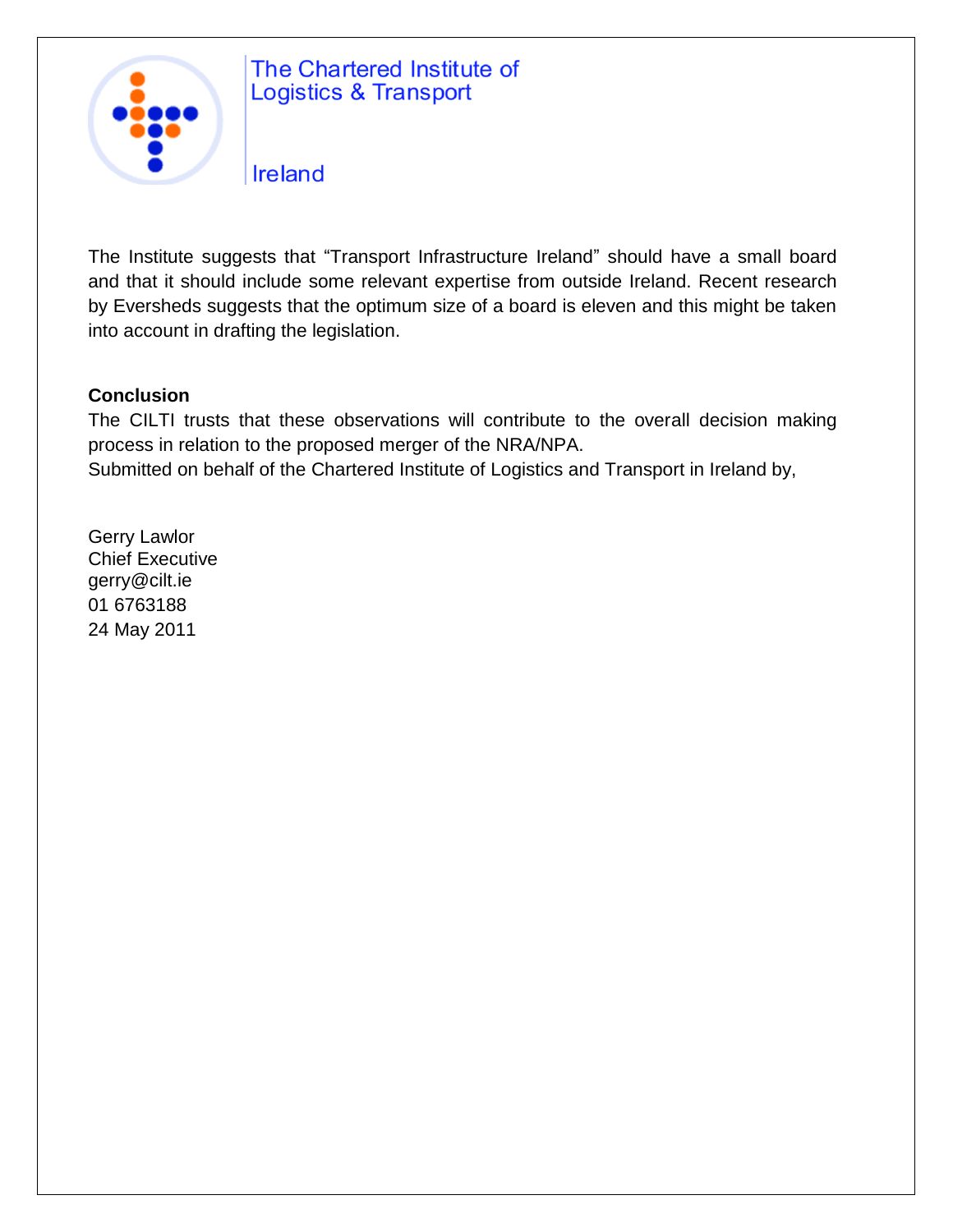The Chartered Institute of Logistics & Transport

Ireland

The Institute suggests that "Transport Infrastructure Ireland" should have a small board and that it should include some relevant expertise from outside Ireland. Recent research by Eversheds suggests that the optimum size of a board is eleven and this might be taken into account in drafting the legislation.

**Conclusion**

The CILTI trusts that these observations will contribute to the overall decision making process in relation to the proposed merger of the NRA/NPA.

Submitted on behalf of the Chartered Institute of Logistics and Transport in Ireland by,

Gerry Lawlor
Chief Executive
gerry@cilt.ie
01 6763188
24 May 2011